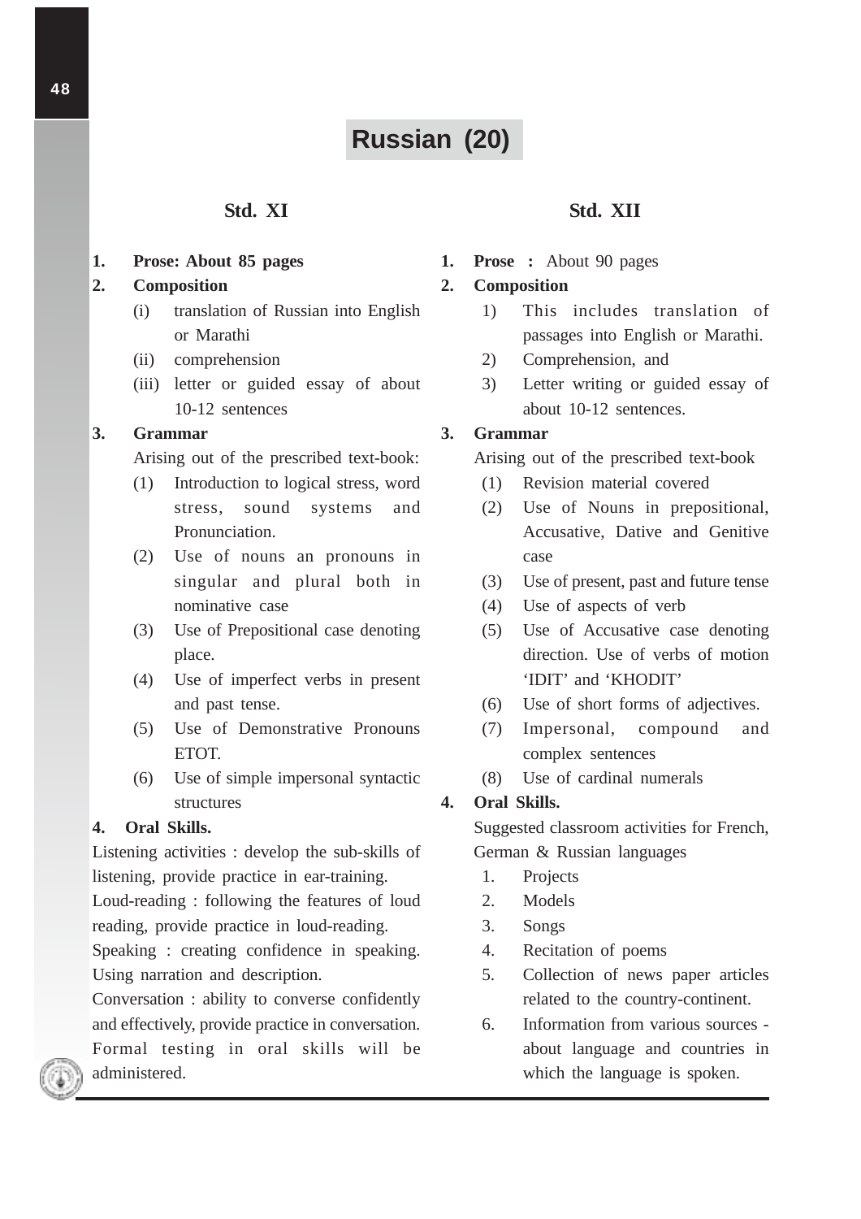# Russian (20)

## Std. XI

1. **Prose: About 85 pages**
2. **Composition**
   - (i) translation of Russian into English or Marathi
   - (ii) comprehension
   - (iii) letter or guided essay of about 10-12 sentences
3. **Grammar**

   Arising out of the prescribed text-book:
   - (1) Introduction to logical stress, word stress, sound systems and Pronunciation.
   - (2) Use of nouns an pronouns in singular and plural both in nominative case
   - (3) Use of Prepositional case denoting place.
   - (4) Use of imperfect verbs in present and past tense.
   - (5) Use of Demonstrative Pronouns ETOT.
   - (6) Use of simple impersonal syntactic structures
4. **Oral Skills.**

Listening activities : develop the sub-skills of listening, provide practice in ear-training.

Loud-reading : following the features of loud reading, provide practice in loud-reading.

Speaking : creating confidence in speaking. Using narration and description.

Conversation : ability to converse confidently and effectively, provide practice in conversation. Formal testing in oral skills will be administered.

## Std. XII

1. **Prose :** About 90 pages
2. **Composition**
   - 1) This includes translation of passages into English or Marathi.
   - 2) Comprehension, and
   - 3) Letter writing or guided essay of about 10-12 sentences.
3. **Grammar**

   Arising out of the prescribed text-book
   - (1) Revision material covered
   - (2) Use of Nouns in prepositional, Accusative, Dative and Genitive case
   - (3) Use of present, past and future tense
   - (4) Use of aspects of verb
   - (5) Use of Accusative case denoting direction. Use of verbs of motion 'IDIT' and 'KHODIT'
   - (6) Use of short forms of adjectives.
   - (7) Impersonal, compound and complex sentences
   - (8) Use of cardinal numerals
4. **Oral Skills.**

   Suggested classroom activities for French, German & Russian languages
   1. Projects
   2. Models
   3. Songs
   4. Recitation of poems
   5. Collection of news paper articles related to the country-continent.
   6. Information from various sources - about language and countries in which the language is spoken.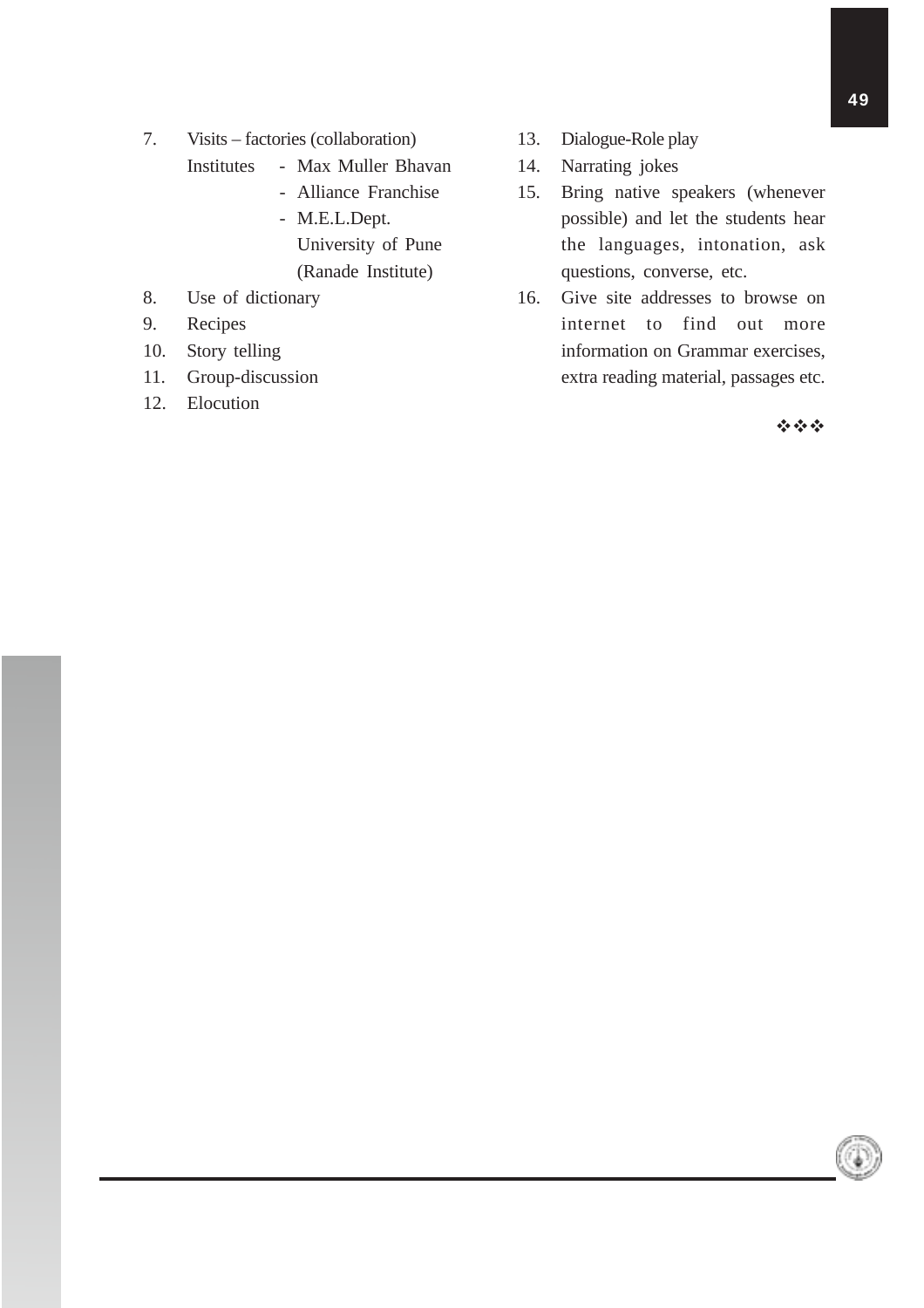7. Visits – factories (collaboration)
   Institutes
   - Max Muller Bhavan
   - Alliance Franchise
   - M.E.L.Dept. University of Pune (Ranade Institute)
8. Use of dictionary
9. Recipes
10. Story telling
11. Group-discussion
12. Elocution
13. Dialogue-Role play
14. Narrating jokes
15. Bring native speakers (whenever possible) and let the students hear the languages, intonation, ask questions, converse, etc.
16. Give site addresses to browse on internet to find out more information on Grammar exercises, extra reading material, passages etc.

❖❖❖